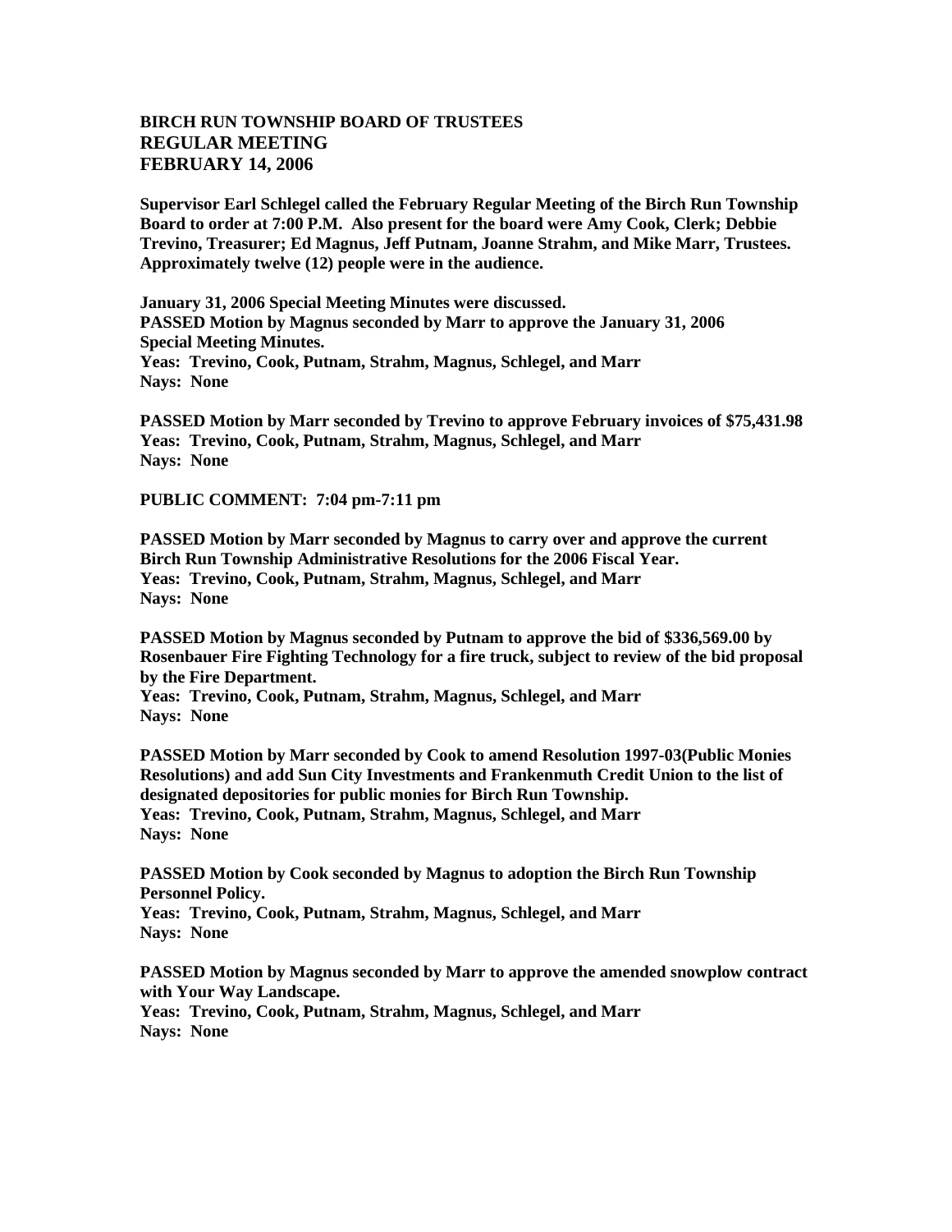# BIRCH RUN TOWNSHIP BOARD OF TRUSTEES
## REGULAR MEETING
## FEBRUARY 14, 2006

**Supervisor Earl Schlegel called the February Regular Meeting of the Birch Run Township Board to order at 7:00 P.M. Also present for the board were Amy Cook, Clerk; Debbie Trevino, Treasurer; Ed Magnus, Jeff Putnam, Joanne Strahm, and Mike Marr, Trustees. Approximately twelve (12) people were in the audience.**

**January 31, 2006 Special Meeting Minutes were discussed.**
**PASSED Motion by Magnus seconded by Marr to approve the January 31, 2006 Special Meeting Minutes.**
**Yeas: Trevino, Cook, Putnam, Strahm, Magnus, Schlegel, and Marr**
**Nays: None**

**PASSED Motion by Marr seconded by Trevino to approve February invoices of $75,431.98**
**Yeas: Trevino, Cook, Putnam, Strahm, Magnus, Schlegel, and Marr**
**Nays: None**

**PUBLIC COMMENT: 7:04 pm-7:11 pm**

**PASSED Motion by Marr seconded by Magnus to carry over and approve the current Birch Run Township Administrative Resolutions for the 2006 Fiscal Year.**
**Yeas: Trevino, Cook, Putnam, Strahm, Magnus, Schlegel, and Marr**
**Nays: None**

**PASSED Motion by Magnus seconded by Putnam to approve the bid of $336,569.00 by Rosenbauer Fire Fighting Technology for a fire truck, subject to review of the bid proposal by the Fire Department.**
**Yeas: Trevino, Cook, Putnam, Strahm, Magnus, Schlegel, and Marr**
**Nays: None**

**PASSED Motion by Marr seconded by Cook to amend Resolution 1997-03(Public Monies Resolutions) and add Sun City Investments and Frankenmuth Credit Union to the list of designated depositories for public monies for Birch Run Township.**
**Yeas: Trevino, Cook, Putnam, Strahm, Magnus, Schlegel, and Marr**
**Nays: None**

**PASSED Motion by Cook seconded by Magnus to adoption the Birch Run Township Personnel Policy.**
**Yeas: Trevino, Cook, Putnam, Strahm, Magnus, Schlegel, and Marr**
**Nays: None**

**PASSED Motion by Magnus seconded by Marr to approve the amended snowplow contract with Your Way Landscape.**
**Yeas: Trevino, Cook, Putnam, Strahm, Magnus, Schlegel, and Marr**
**Nays: None**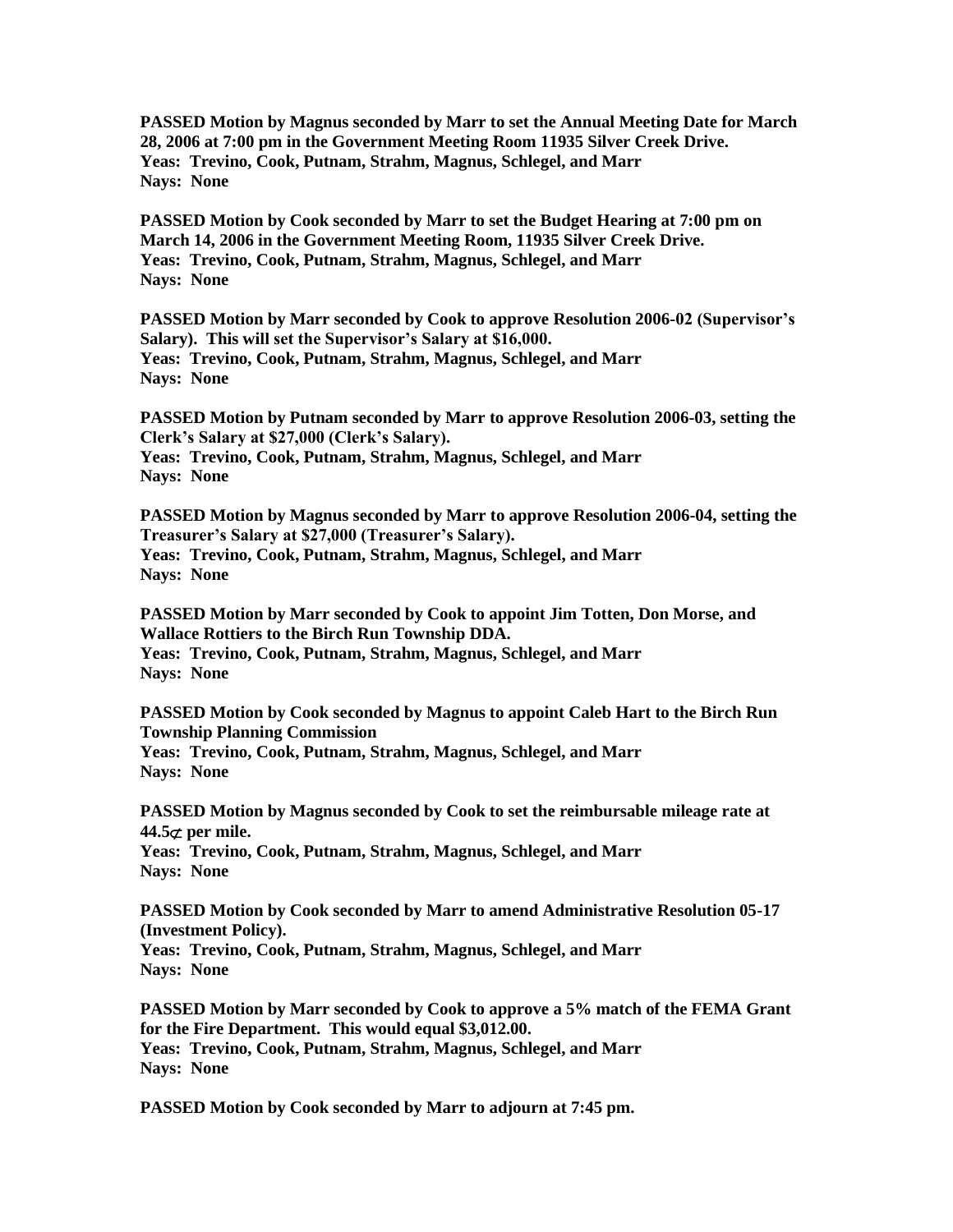**PASSED Motion by Magnus seconded by Marr to set the Annual Meeting Date for March 28, 2006 at 7:00 pm in the Government Meeting Room 11935 Silver Creek Drive.**
**Yeas: Trevino, Cook, Putnam, Strahm, Magnus, Schlegel, and Marr**
**Nays: None**

**PASSED Motion by Cook seconded by Marr to set the Budget Hearing at 7:00 pm on March 14, 2006 in the Government Meeting Room, 11935 Silver Creek Drive.**
**Yeas: Trevino, Cook, Putnam, Strahm, Magnus, Schlegel, and Marr**
**Nays: None**

**PASSED Motion by Marr seconded by Cook to approve Resolution 2006-02 (Supervisor's Salary). This will set the Supervisor's Salary at $16,000.**
**Yeas: Trevino, Cook, Putnam, Strahm, Magnus, Schlegel, and Marr**
**Nays: None**

**PASSED Motion by Putnam seconded by Marr to approve Resolution 2006-03, setting the Clerk's Salary at $27,000 (Clerk's Salary).**
**Yeas: Trevino, Cook, Putnam, Strahm, Magnus, Schlegel, and Marr**
**Nays: None**

**PASSED Motion by Magnus seconded by Marr to approve Resolution 2006-04, setting the Treasurer's Salary at $27,000 (Treasurer's Salary).**
**Yeas: Trevino, Cook, Putnam, Strahm, Magnus, Schlegel, and Marr**
**Nays: None**

**PASSED Motion by Marr seconded by Cook to appoint Jim Totten, Don Morse, and Wallace Rottiers to the Birch Run Township DDA.**
**Yeas: Trevino, Cook, Putnam, Strahm, Magnus, Schlegel, and Marr**
**Nays: None**

**PASSED Motion by Cook seconded by Magnus to appoint Caleb Hart to the Birch Run Township Planning Commission**
**Yeas: Trevino, Cook, Putnam, Strahm, Magnus, Schlegel, and Marr**
**Nays: None**

**PASSED Motion by Magnus seconded by Cook to set the reimbursable mileage rate at 44.5¢ per mile.**
**Yeas: Trevino, Cook, Putnam, Strahm, Magnus, Schlegel, and Marr**
**Nays: None**

**PASSED Motion by Cook seconded by Marr to amend Administrative Resolution 05-17 (Investment Policy).**
**Yeas: Trevino, Cook, Putnam, Strahm, Magnus, Schlegel, and Marr**
**Nays: None**

**PASSED Motion by Marr seconded by Cook to approve a 5% match of the FEMA Grant for the Fire Department. This would equal $3,012.00.**
**Yeas: Trevino, Cook, Putnam, Strahm, Magnus, Schlegel, and Marr**
**Nays: None**

**PASSED Motion by Cook seconded by Marr to adjourn at 7:45 pm.**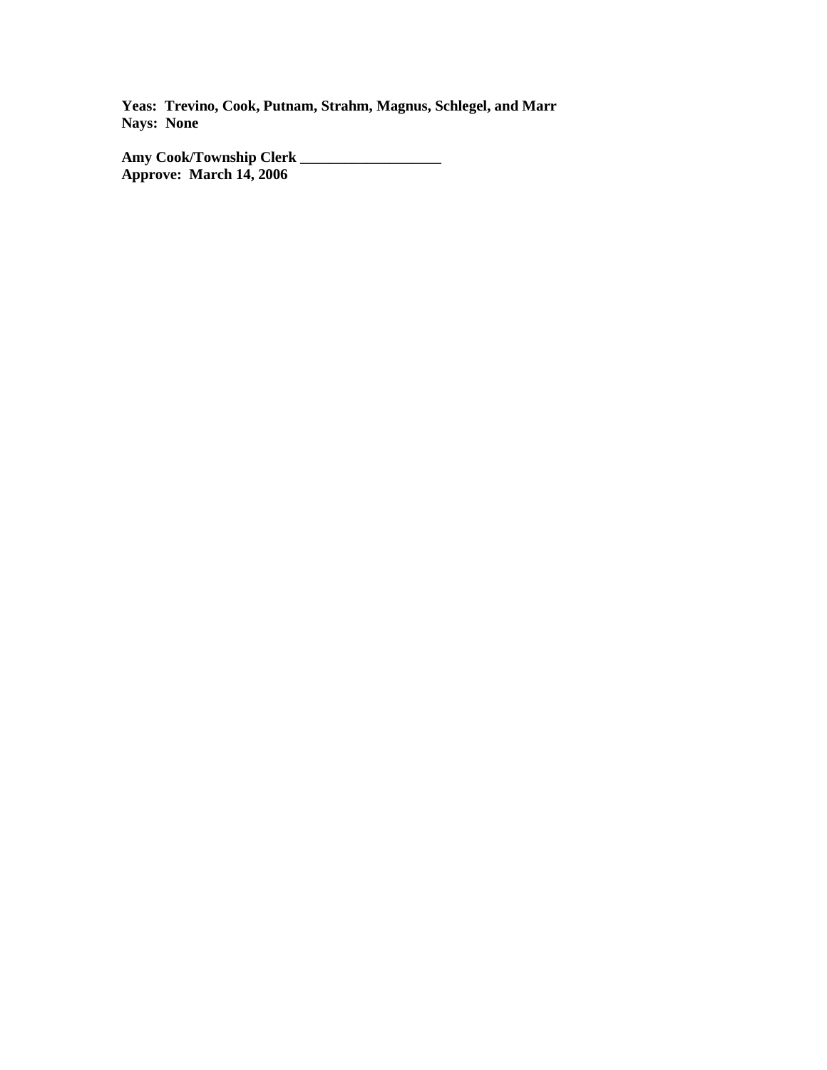**Yeas: Trevino, Cook, Putnam, Strahm, Magnus, Schlegel, and Marr**
**Nays: None**

**Amy Cook/Township Clerk ___________________**
**Approve: March 14, 2006**